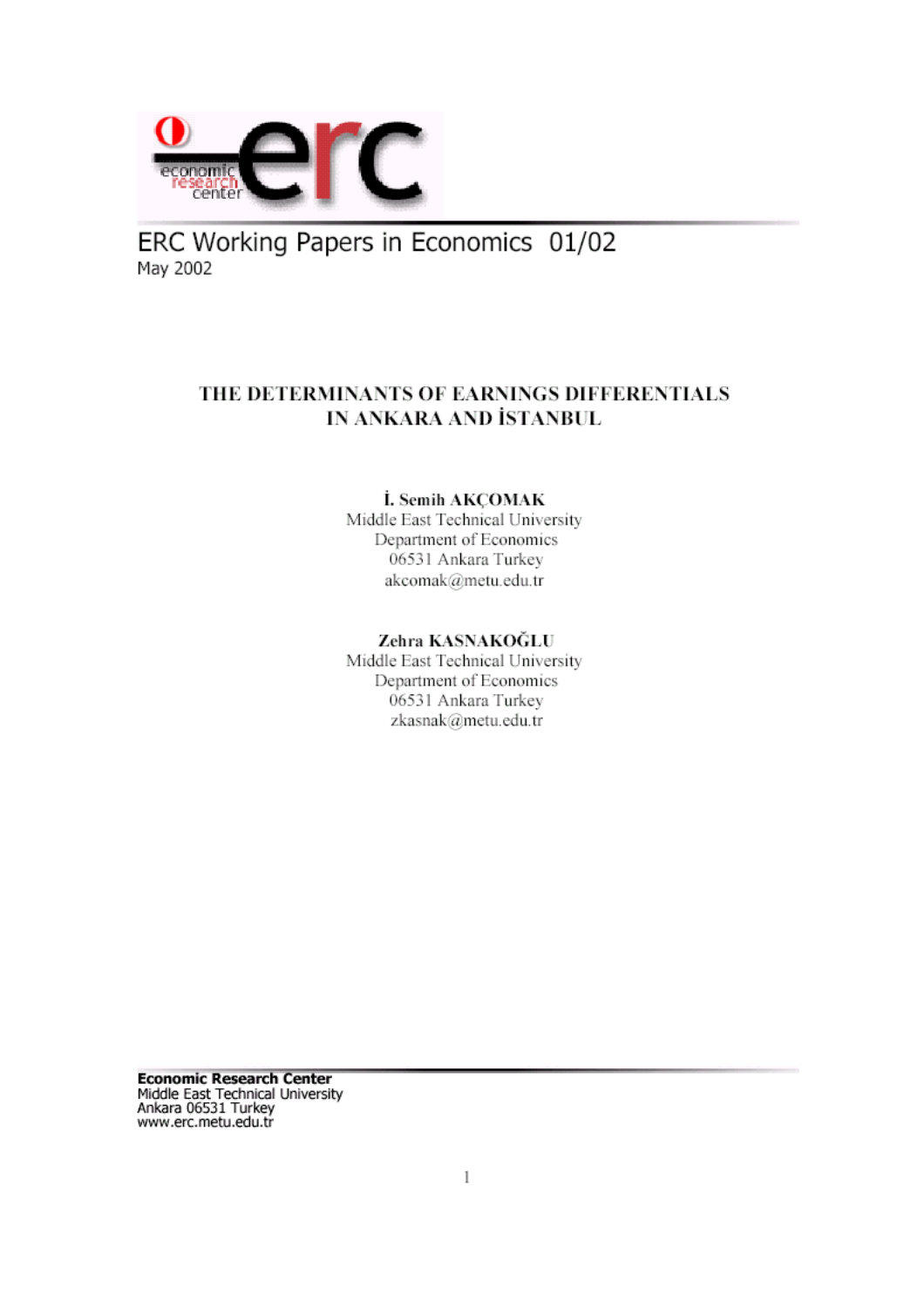ERC Working Papers in Economics 01/02
May 2002

# THE DETERMINANTS OF EARNINGS DIFFERENTIALS IN ANKARA AND İSTANBUL

**İ. Semih AKÇOMAK**
Middle East Technical University
Department of Economics
06531 Ankara Turkey
akcomak@metu.edu.tr

**Zehra KASNAKOĞLU**
Middle East Technical University
Department of Economics
06531 Ankara Turkey
zkasnak@metu.edu.tr

**Economic Research Center**
Middle East Technical University
Ankara 06531 Turkey
www.erc.metu.edu.tr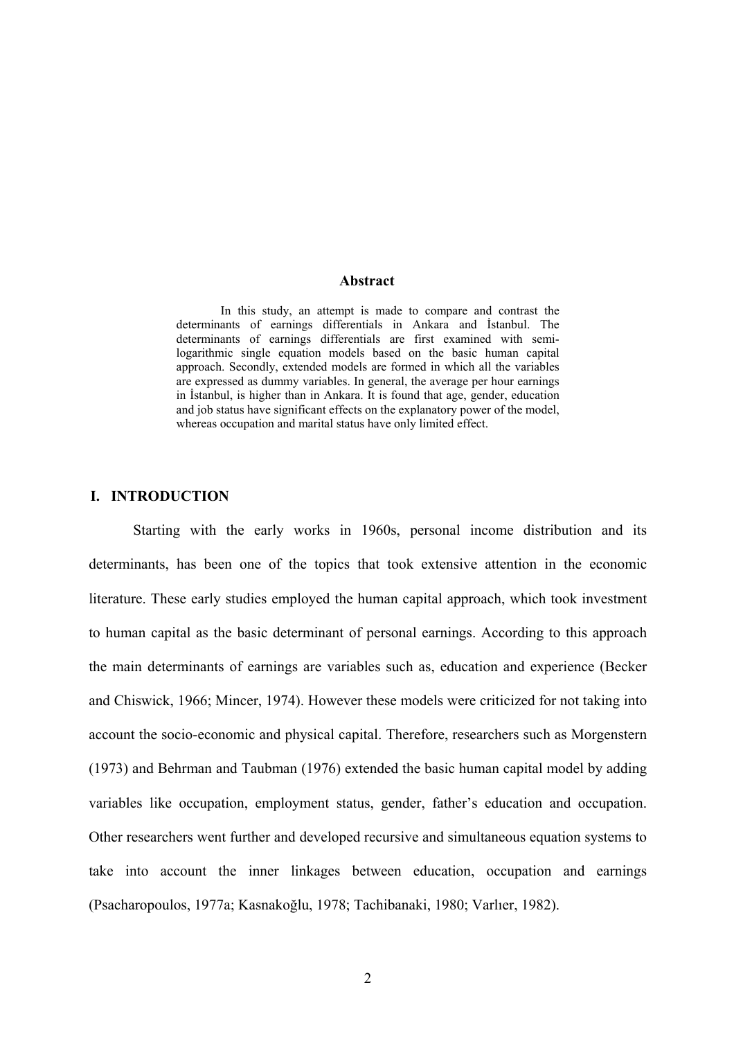## Abstract

In this study, an attempt is made to compare and contrast the determinants of earnings differentials in Ankara and İstanbul. The determinants of earnings differentials are first examined with semi-logarithmic single equation models based on the basic human capital approach. Secondly, extended models are formed in which all the variables are expressed as dummy variables. In general, the average per hour earnings in İstanbul, is higher than in Ankara. It is found that age, gender, education and job status have significant effects on the explanatory power of the model, whereas occupation and marital status have only limited effect.

## I. INTRODUCTION

Starting with the early works in 1960s, personal income distribution and its determinants, has been one of the topics that took extensive attention in the economic literature. These early studies employed the human capital approach, which took investment to human capital as the basic determinant of personal earnings. According to this approach the main determinants of earnings are variables such as, education and experience (Becker and Chiswick, 1966; Mincer, 1974). However these models were criticized for not taking into account the socio-economic and physical capital. Therefore, researchers such as Morgenstern (1973) and Behrman and Taubman (1976) extended the basic human capital model by adding variables like occupation, employment status, gender, father's education and occupation. Other researchers went further and developed recursive and simultaneous equation systems to take into account the inner linkages between education, occupation and earnings (Psacharopoulos, 1977a; Kasnakoğlu, 1978; Tachibanaki, 1980; Varlıer, 1982).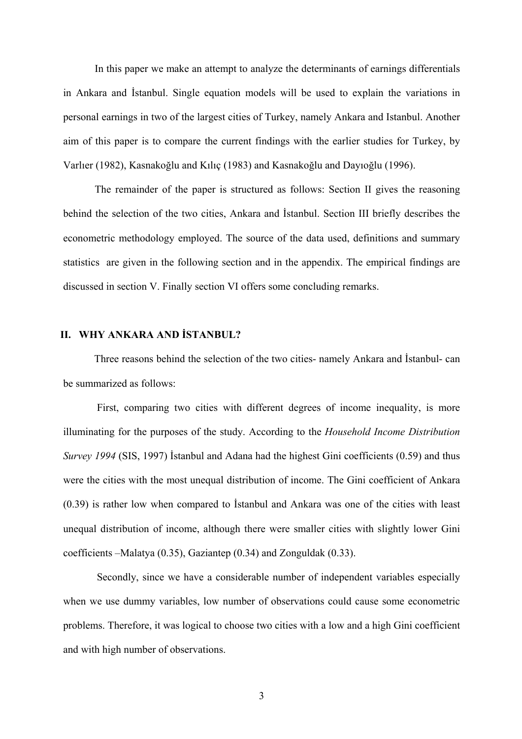In this paper we make an attempt to analyze the determinants of earnings differentials in Ankara and İstanbul. Single equation models will be used to explain the variations in personal earnings in two of the largest cities of Turkey, namely Ankara and Istanbul. Another aim of this paper is to compare the current findings with the earlier studies for Turkey, by Varlıer (1982), Kasnakoğlu and Kılıç (1983) and Kasnakoğlu and Dayıoğlu (1996).

The remainder of the paper is structured as follows: Section II gives the reasoning behind the selection of the two cities, Ankara and İstanbul. Section III briefly describes the econometric methodology employed. The source of the data used, definitions and summary statistics are given in the following section and in the appendix. The empirical findings are discussed in section V. Finally section VI offers some concluding remarks.

## II. WHY ANKARA AND İSTANBUL?

Three reasons behind the selection of the two cities- namely Ankara and İstanbul- can be summarized as follows:

First, comparing two cities with different degrees of income inequality, is more illuminating for the purposes of the study. According to the *Household Income Distribution Survey 1994* (SIS, 1997) İstanbul and Adana had the highest Gini coefficients (0.59) and thus were the cities with the most unequal distribution of income. The Gini coefficient of Ankara (0.39) is rather low when compared to İstanbul and Ankara was one of the cities with least unequal distribution of income, although there were smaller cities with slightly lower Gini coefficients –Malatya (0.35), Gaziantep (0.34) and Zonguldak (0.33).

Secondly, since we have a considerable number of independent variables especially when we use dummy variables, low number of observations could cause some econometric problems. Therefore, it was logical to choose two cities with a low and a high Gini coefficient and with high number of observations.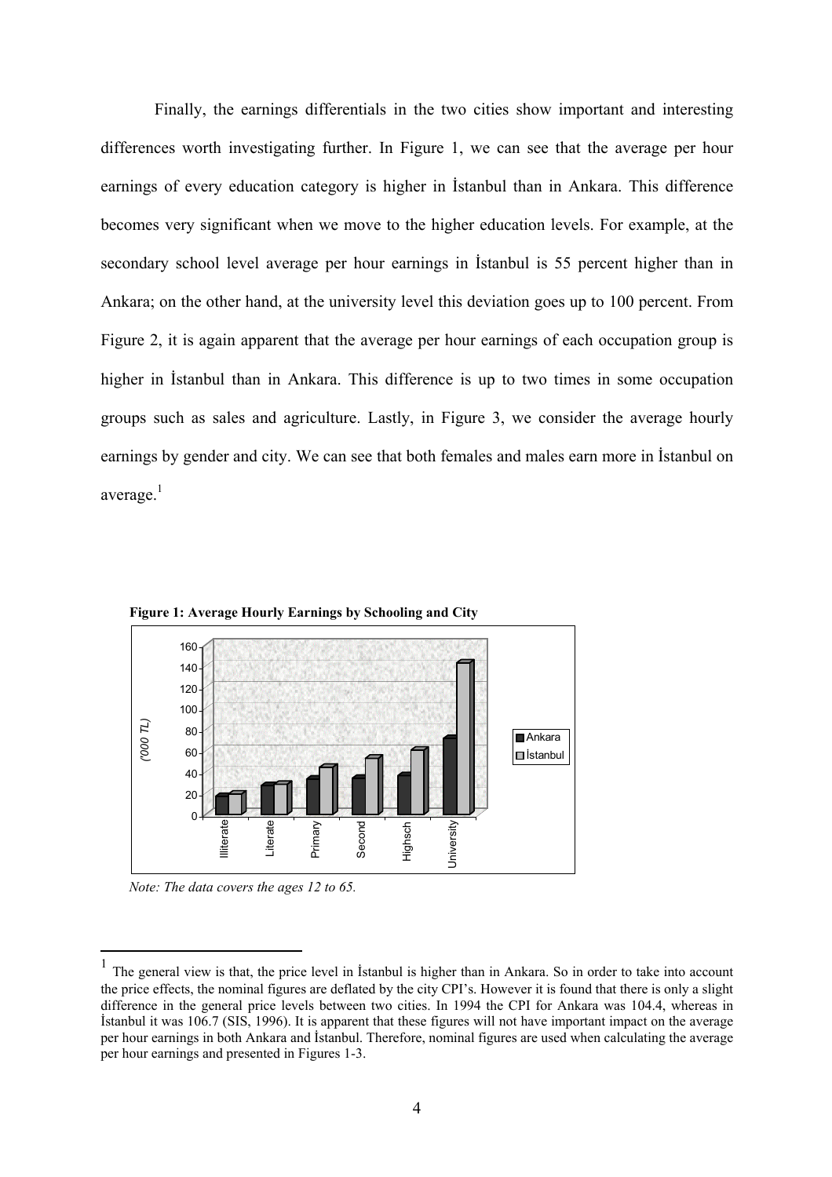Finally, the earnings differentials in the two cities show important and interesting differences worth investigating further. In Figure 1, we can see that the average per hour earnings of every education category is higher in İstanbul than in Ankara. This difference becomes very significant when we move to the higher education levels. For example, at the secondary school level average per hour earnings in İstanbul is 55 percent higher than in Ankara; on the other hand, at the university level this deviation goes up to 100 percent. From Figure 2, it is again apparent that the average per hour earnings of each occupation group is higher in İstanbul than in Ankara. This difference is up to two times in some occupation groups such as sales and agriculture. Lastly, in Figure 3, we consider the average hourly earnings by gender and city. We can see that both females and males earn more in İstanbul on average.[1]

**Figure 1: Average Hourly Earnings by Schooling and City**

*Note: The data covers the ages 12 to 65.*

[1] The general view is that, the price level in İstanbul is higher than in Ankara. So in order to take into account the price effects, the nominal figures are deflated by the city CPI's. However it is found that there is only a slight difference in the general price levels between two cities. In 1994 the CPI for Ankara was 104.4, whereas in İstanbul it was 106.7 (SIS, 1996). It is apparent that these figures will not have important impact on the average per hour earnings in both Ankara and İstanbul. Therefore, nominal figures are used when calculating the average per hour earnings and presented in Figures 1-3.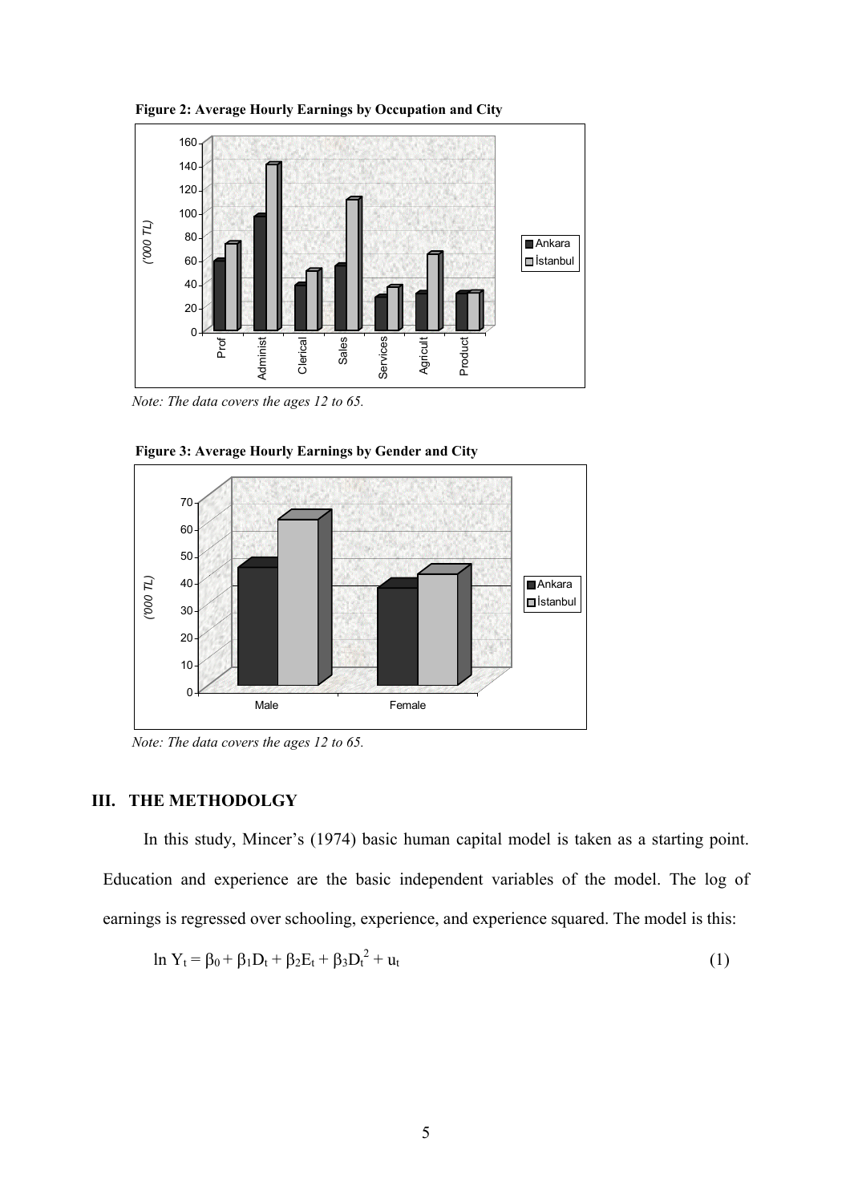**Figure 2: Average Hourly Earnings by Occupation and City**

*Note: The data covers the ages 12 to 65.*

**Figure 3: Average Hourly Earnings by Gender and City**

*Note: The data covers the ages 12 to 65.*

## III. THE METHODOLGY

In this study, Mincer's (1974) basic human capital model is taken as a starting point. Education and experience are the basic independent variables of the model. The log of earnings is regressed over schooling, experience, and experience squared. The model is this:

$$\ln Y_t = \beta_0 + \beta_1 D_t + \beta_2 E_t + \beta_3 D_t^2 + u_t \tag{1}$$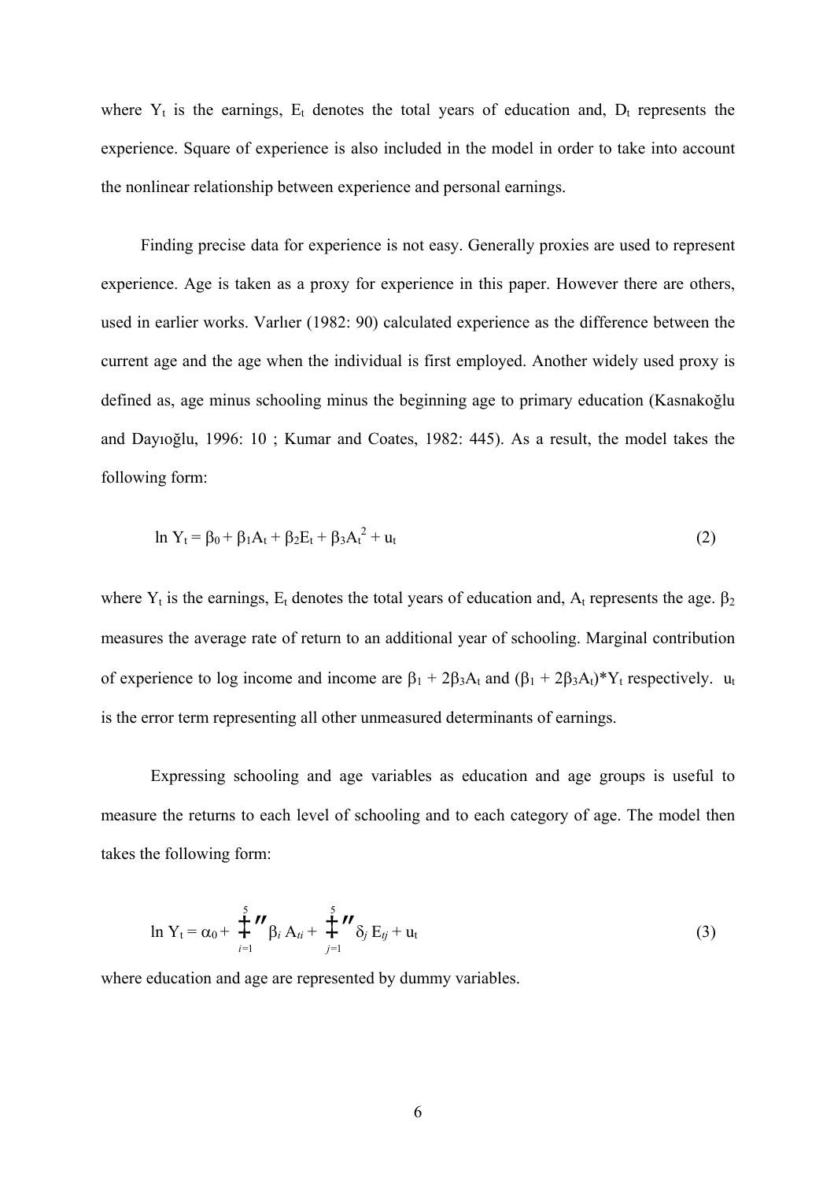where $Y_t$ is the earnings, $E_t$ denotes the total years of education and, $D_t$ represents the experience. Square of experience is also included in the model in order to take into account the nonlinear relationship between experience and personal earnings.

Finding precise data for experience is not easy. Generally proxies are used to represent experience. Age is taken as a proxy for experience in this paper. However there are others, used in earlier works. Varlıer (1982: 90) calculated experience as the difference between the current age and the age when the individual is first employed. Another widely used proxy is defined as, age minus schooling minus the beginning age to primary education (Kasnakoğlu and Dayıoğlu, 1996: 10 ; Kumar and Coates, 1982: 445). As a result, the model takes the following form:

$$\ln Y_t = \beta_0 + \beta_1 A_t + \beta_2 E_t + \beta_3 A_t^2 + u_t \tag{2}$$

where $Y_t$ is the earnings, $E_t$ denotes the total years of education and, $A_t$ represents the age. $\beta_2$ measures the average rate of return to an additional year of schooling. Marginal contribution of experience to log income and income are $\beta_1 + 2\beta_3 A_t$ and $(\beta_1 + 2\beta_3 A_t)*Y_t$ respectively. $u_t$ is the error term representing all other unmeasured determinants of earnings.

Expressing schooling and age variables as education and age groups is useful to measure the returns to each level of schooling and to each category of age. The model then takes the following form:

$$\ln Y_t = \alpha_0 + \sum_{i=1}^{5} \beta_i A_{ti} + \sum_{j=1}^{5} \delta_j E_{tj} + u_t \tag{3}$$

where education and age are represented by dummy variables.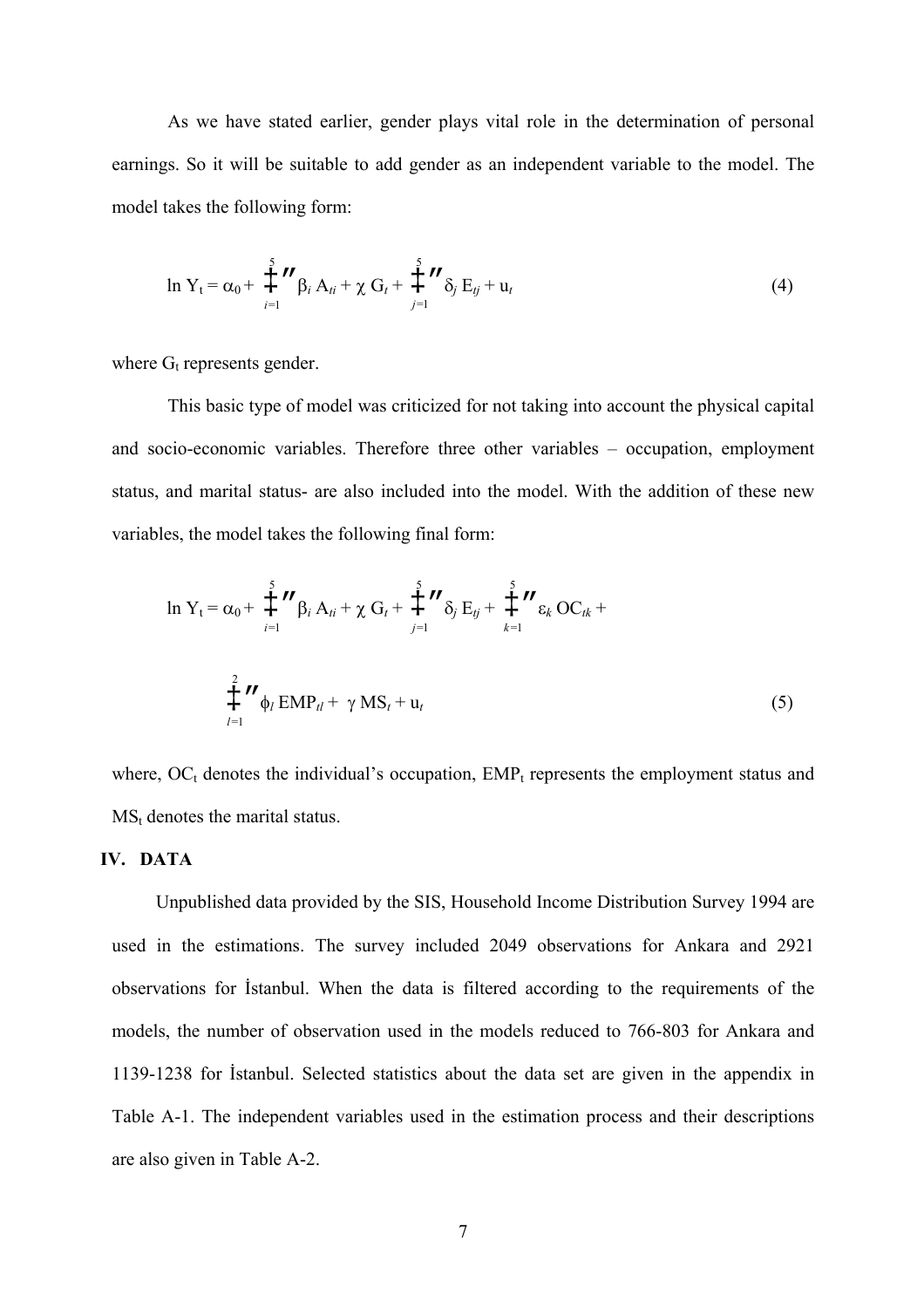As we have stated earlier, gender plays vital role in the determination of personal earnings. So it will be suitable to add gender as an independent variable to the model. The model takes the following form:

$$\ln Y_t = \alpha_0 + \sum_{i=1}^{5} \beta_i A_{ti} + \chi G_t + \sum_{j=1}^{5} \delta_j E_{tj} + u_t \qquad (4)$$

where $G_t$ represents gender.

This basic type of model was criticized for not taking into account the physical capital and socio-economic variables. Therefore three other variables – occupation, employment status, and marital status- are also included into the model. With the addition of these new variables, the model takes the following final form:

$$\ln Y_t = \alpha_0 + \sum_{i=1}^{5} \beta_i A_{ti} + \chi G_t + \sum_{j=1}^{5} \delta_j E_{tj} + \sum_{k=1}^{5} \varepsilon_k OC_{tk} + \sum_{l=1}^{2} \phi_l EMP_{tl} + \gamma MS_t + u_t \qquad (5)$$

where, $OC_t$ denotes the individual's occupation, $EMP_t$ represents the employment status and $MS_t$ denotes the marital status.

## IV. DATA

Unpublished data provided by the SIS, Household Income Distribution Survey 1994 are used in the estimations. The survey included 2049 observations for Ankara and 2921 observations for İstanbul. When the data is filtered according to the requirements of the models, the number of observation used in the models reduced to 766-803 for Ankara and 1139-1238 for İstanbul. Selected statistics about the data set are given in the appendix in Table A-1. The independent variables used in the estimation process and their descriptions are also given in Table A-2.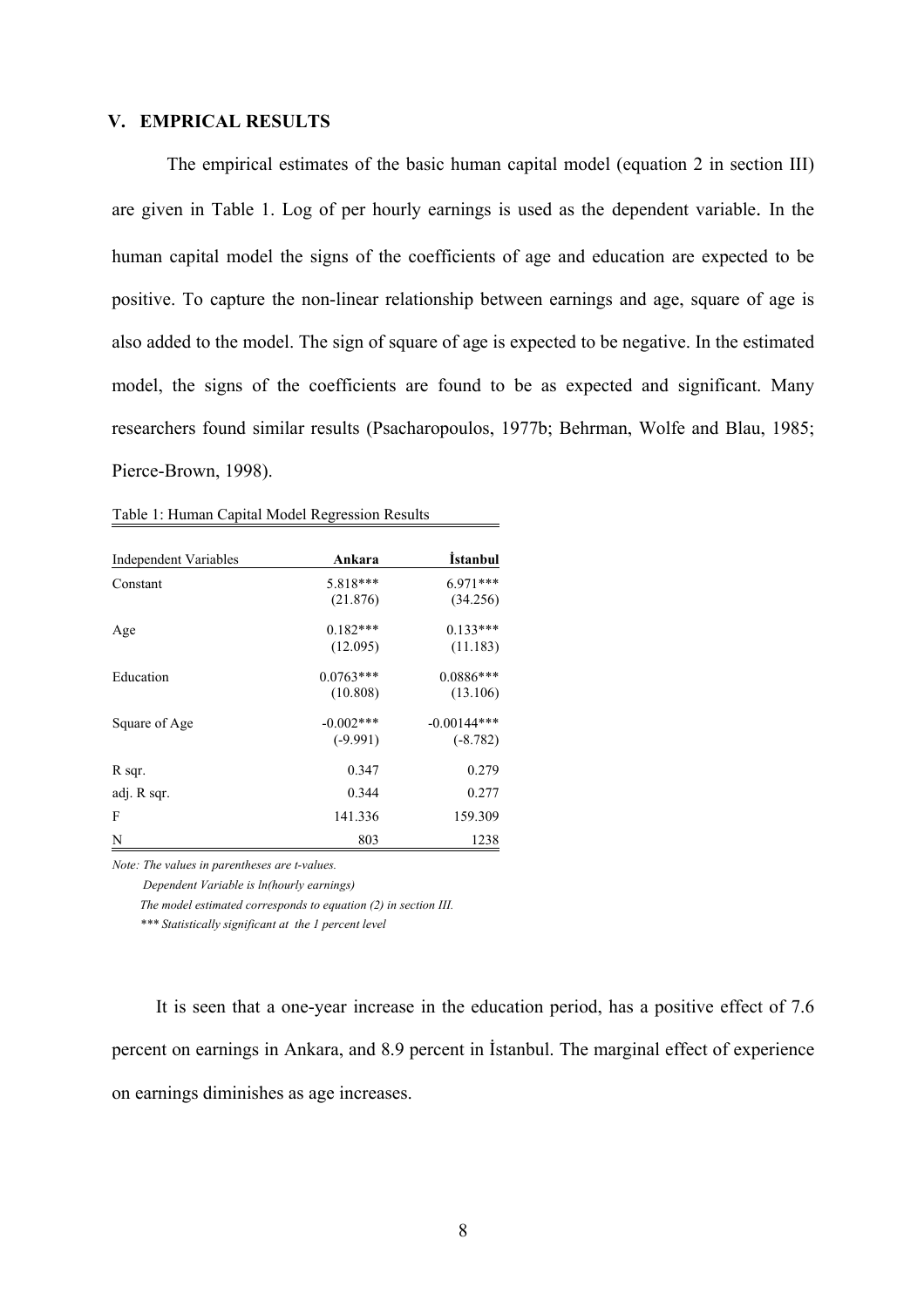## V. EMPRICAL RESULTS

The empirical estimates of the basic human capital model (equation 2 in section III) are given in Table 1. Log of per hourly earnings is used as the dependent variable. In the human capital model the signs of the coefficients of age and education are expected to be positive. To capture the non-linear relationship between earnings and age, square of age is also added to the model. The sign of square of age is expected to be negative. In the estimated model, the signs of the coefficients are found to be as expected and significant. Many researchers found similar results (Psacharopoulos, 1977b; Behrman, Wolfe and Blau, 1985; Pierce-Brown, 1998).

Table 1: Human Capital Model Regression Results

| Independent Variables | **Ankara** | **İstanbul** |
|---|---|---|
| Constant | 5.818*** | 6.971*** |
| | (21.876) | (34.256) |
| Age | 0.182*** | 0.133*** |
| | (12.095) | (11.183) |
| Education | 0.0763*** | 0.0886*** |
| | (10.808) | (13.106) |
| Square of Age | -0.002*** | -0.00144*** |
| | (-9.991) | (-8.782) |
| R sqr. | 0.347 | 0.279 |
| adj. R sqr. | 0.344 | 0.277 |
| F | 141.336 | 159.309 |
| N | 803 | 1238 |

*Note: The values in parentheses are t-values.*

*Dependent Variable is ln(hourly earnings)*

*The model estimated corresponds to equation (2) in section III.*

*\*\*\* Statistically significant at the 1 percent level*

It is seen that a one-year increase in the education period, has a positive effect of 7.6 percent on earnings in Ankara, and 8.9 percent in İstanbul. The marginal effect of experience on earnings diminishes as age increases.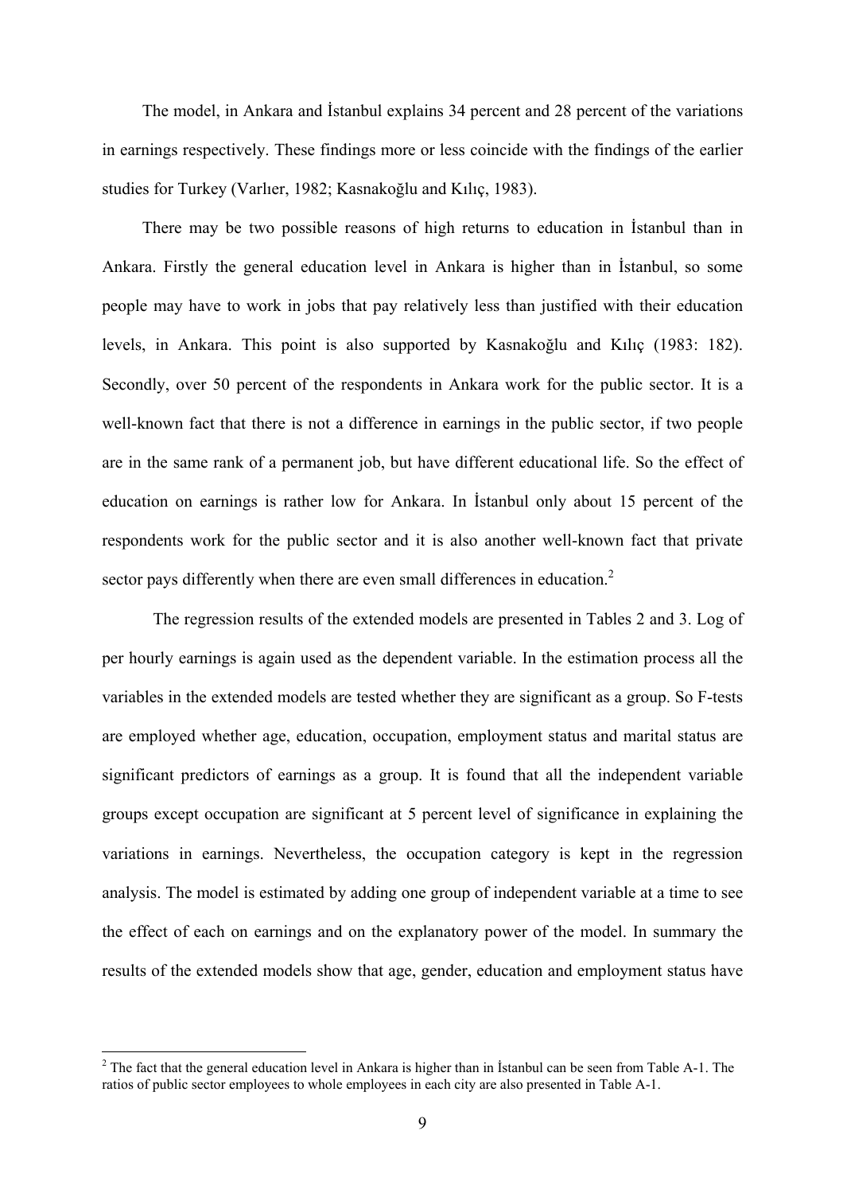The model, in Ankara and İstanbul explains 34 percent and 28 percent of the variations in earnings respectively. These findings more or less coincide with the findings of the earlier studies for Turkey (Varlıer, 1982; Kasnakoğlu and Kılıç, 1983).

There may be two possible reasons of high returns to education in İstanbul than in Ankara. Firstly the general education level in Ankara is higher than in İstanbul, so some people may have to work in jobs that pay relatively less than justified with their education levels, in Ankara. This point is also supported by Kasnakoğlu and Kılıç (1983: 182). Secondly, over 50 percent of the respondents in Ankara work for the public sector. It is a well-known fact that there is not a difference in earnings in the public sector, if two people are in the same rank of a permanent job, but have different educational life. So the effect of education on earnings is rather low for Ankara. In İstanbul only about 15 percent of the respondents work for the public sector and it is also another well-known fact that private sector pays differently when there are even small differences in education.[2]

The regression results of the extended models are presented in Tables 2 and 3. Log of per hourly earnings is again used as the dependent variable. In the estimation process all the variables in the extended models are tested whether they are significant as a group. So F-tests are employed whether age, education, occupation, employment status and marital status are significant predictors of earnings as a group. It is found that all the independent variable groups except occupation are significant at 5 percent level of significance in explaining the variations in earnings. Nevertheless, the occupation category is kept in the regression analysis. The model is estimated by adding one group of independent variable at a time to see the effect of each on earnings and on the explanatory power of the model. In summary the results of the extended models show that age, gender, education and employment status have

---

[2] The fact that the general education level in Ankara is higher than in İstanbul can be seen from Table A-1. The ratios of public sector employees to whole employees in each city are also presented in Table A-1.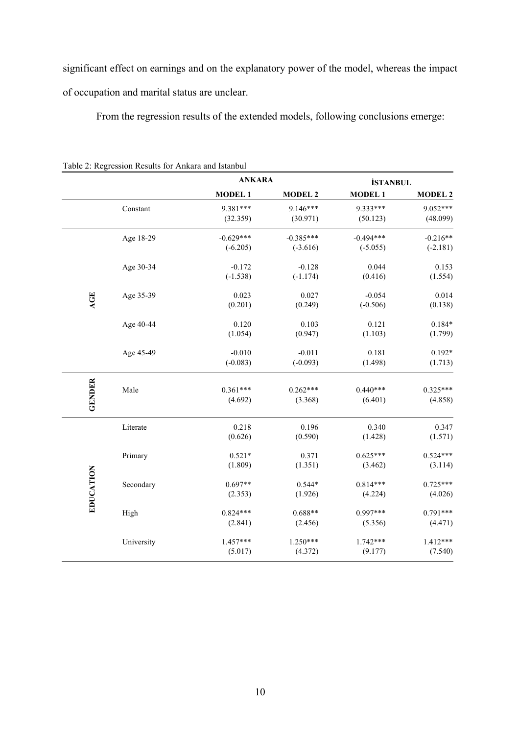significant effect on earnings and on the explanatory power of the model, whereas the impact of occupation and marital status are unclear.

From the regression results of the extended models, following conclusions emerge:

Table 2: Regression Results for Ankara and Istanbul

| | | ANKARA | | İSTANBUL | |
|---|---|---|---|---|---|
| | | **MODEL 1** | **MODEL 2** | **MODEL 1** | **MODEL 2** |
| | Constant | 9.381*** (32.359) | 9.146*** (30.971) | 9.333*** (50.123) | 9.052*** (48.099) |
| **AGE** | Age 18-29 | -0.629*** (-6.205) | -0.385*** (-3.616) | -0.494*** (-5.055) | -0.216** (-2.181) |
| | Age 30-34 | -0.172 (-1.538) | -0.128 (-1.174) | 0.044 (0.416) | 0.153 (1.554) |
| | Age 35-39 | 0.023 (0.201) | 0.027 (0.249) | -0.054 (-0.506) | 0.014 (0.138) |
| | Age 40-44 | 0.120 (1.054) | 0.103 (0.947) | 0.121 (1.103) | 0.184* (1.799) |
| | Age 45-49 | -0.010 (-0.083) | -0.011 (-0.093) | 0.181 (1.498) | 0.192* (1.713) |
| **GENDER** | Male | 0.361*** (4.692) | 0.262*** (3.368) | 0.440*** (6.401) | 0.325*** (4.858) |
| **EDUCATION** | Literate | 0.218 (0.626) | 0.196 (0.590) | 0.340 (1.428) | 0.347 (1.571) |
| | Primary | 0.521* (1.809) | 0.371 (1.351) | 0.625*** (3.462) | 0.524*** (3.114) |
| | Secondary | 0.697** (2.353) | 0.544* (1.926) | 0.814*** (4.224) | 0.725*** (4.026) |
| | High | 0.824*** (2.841) | 0.688** (2.456) | 0.997*** (5.356) | 0.791*** (4.471) |
| | University | 1.457*** (5.017) | 1.250*** (4.372) | 1.742*** (9.177) | 1.412*** (7.540) |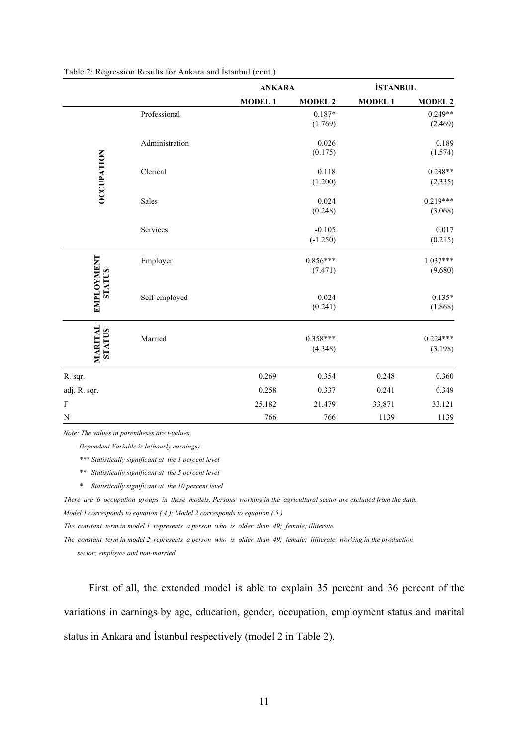Table 2: Regression Results for Ankara and İstanbul (cont.)

| | | ANKARA | | İSTANBUL | |
|---|---|---|---|---|---|
| | | **MODEL 1** | **MODEL 2** | **MODEL 1** | **MODEL 2** |
| **OCCUPATION** | Professional | | 0.187* (1.769) | | 0.249** (2.469) |
| | Administration | | 0.026 (0.175) | | 0.189 (1.574) |
| | Clerical | | 0.118 (1.200) | | 0.238** (2.335) |
| | Sales | | 0.024 (0.248) | | 0.219*** (3.068) |
| | Services | | -0.105 (-1.250) | | 0.017 (0.215) |
| **EMPLOYMENT STATUS** | Employer | | 0.856*** (7.471) | | 1.037*** (9.680) |
| | Self-employed | | 0.024 (0.241) | | 0.135* (1.868) |
| **MARITAL STATUS** | Married | | 0.358*** (4.348) | | 0.224*** (3.198) |
| R. sqr. | | 0.269 | 0.354 | 0.248 | 0.360 |
| adj. R. sqr. | | 0.258 | 0.337 | 0.241 | 0.349 |
| F | | 25.182 | 21.479 | 33.871 | 33.121 |
| N | | 766 | 766 | 1139 | 1139 |

*Note: The values in parentheses are t-values.*

*Dependent Variable is ln(hourly earnings)*

*\*\*\* Statistically significant at the 1 percent level*

*\*\* Statistically significant at the 5 percent level*

*\* Statistically significant at the 10 percent level*

*There are 6 occupation groups in these models. Persons working in the agricultural sector are excluded from the data.*

*Model 1 corresponds to equation ( 4 ); Model 2 corresponds to equation ( 5 )*

*The constant term in model 1 represents a person who is older than 49; female; illiterate.*

*The constant term in model 2 represents a person who is older than 49; female; illiterate; working in the production sector; employee and non-married.*

First of all, the extended model is able to explain 35 percent and 36 percent of the variations in earnings by age, education, gender, occupation, employment status and marital status in Ankara and İstanbul respectively (model 2 in Table 2).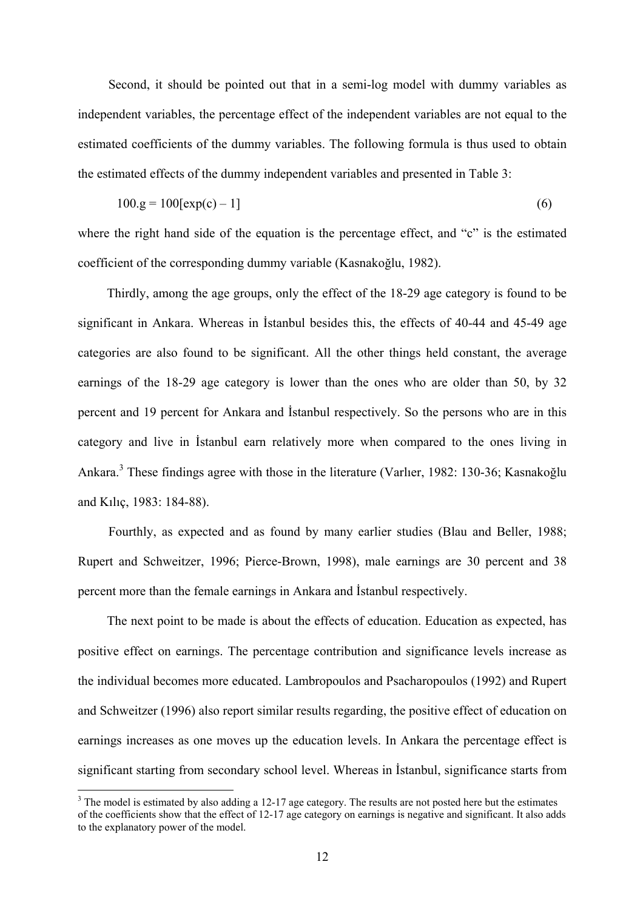Second, it should be pointed out that in a semi-log model with dummy variables as independent variables, the percentage effect of the independent variables are not equal to the estimated coefficients of the dummy variables. The following formula is thus used to obtain the estimated effects of the dummy independent variables and presented in Table 3:

$$100.g = 100[\exp(c) - 1] \tag{6}$$

where the right hand side of the equation is the percentage effect, and "c" is the estimated coefficient of the corresponding dummy variable (Kasnakoğlu, 1982).

Thirdly, among the age groups, only the effect of the 18-29 age category is found to be significant in Ankara. Whereas in İstanbul besides this, the effects of 40-44 and 45-49 age categories are also found to be significant. All the other things held constant, the average earnings of the 18-29 age category is lower than the ones who are older than 50, by 32 percent and 19 percent for Ankara and İstanbul respectively. So the persons who are in this category and live in İstanbul earn relatively more when compared to the ones living in Ankara.[3] These findings agree with those in the literature (Varlıer, 1982: 130-36; Kasnakoğlu and Kılıç, 1983: 184-88).

Fourthly, as expected and as found by many earlier studies (Blau and Beller, 1988; Rupert and Schweitzer, 1996; Pierce-Brown, 1998), male earnings are 30 percent and 38 percent more than the female earnings in Ankara and İstanbul respectively.

The next point to be made is about the effects of education. Education as expected, has positive effect on earnings. The percentage contribution and significance levels increase as the individual becomes more educated. Lambropoulos and Psacharopoulos (1992) and Rupert and Schweitzer (1996) also report similar results regarding, the positive effect of education on earnings increases as one moves up the education levels. In Ankara the percentage effect is significant starting from secondary school level. Whereas in İstanbul, significance starts from

[3] The model is estimated by also adding a 12-17 age category. The results are not posted here but the estimates of the coefficients show that the effect of 12-17 age category on earnings is negative and significant. It also adds to the explanatory power of the model.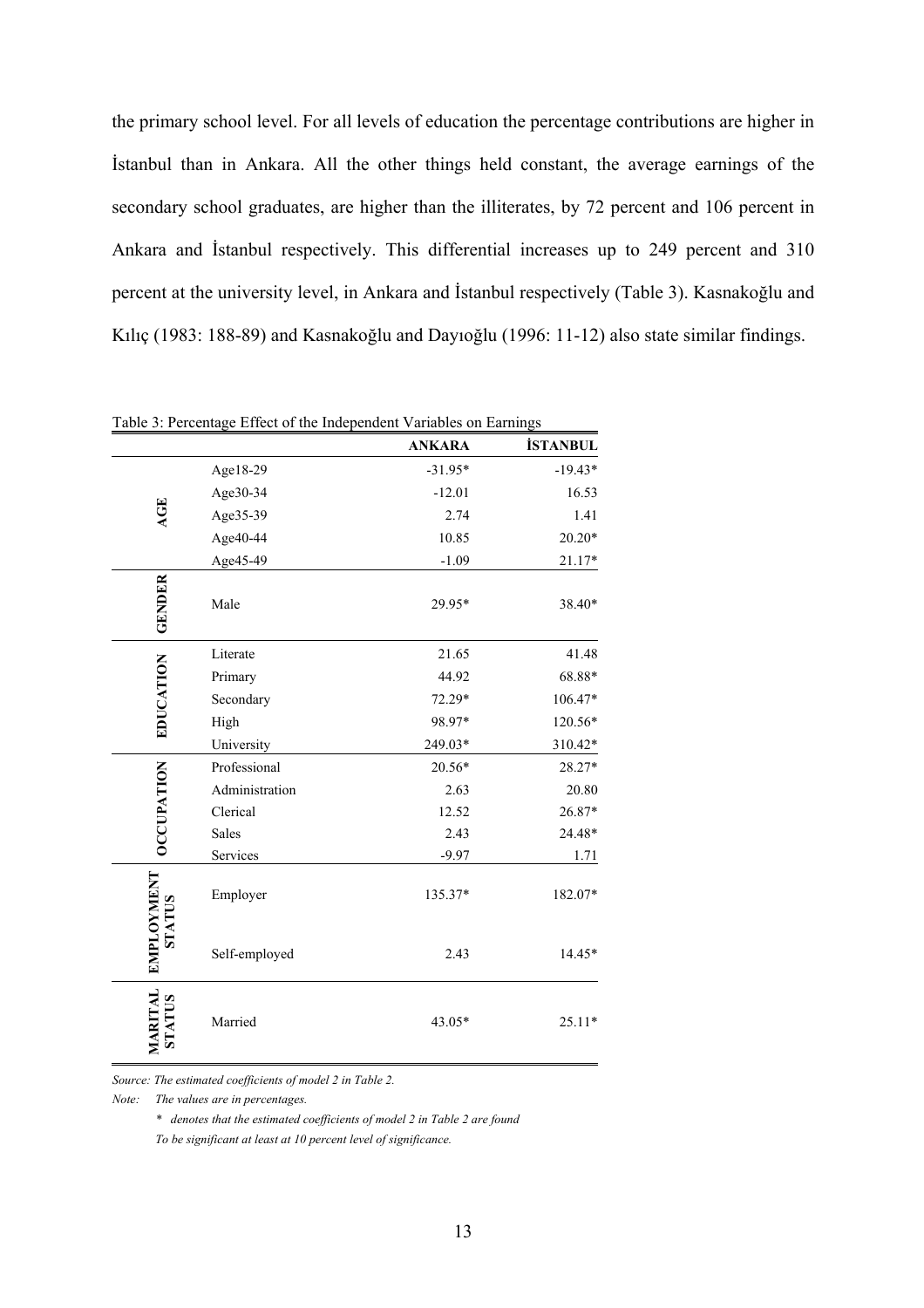the primary school level. For all levels of education the percentage contributions are higher in İstanbul than in Ankara. All the other things held constant, the average earnings of the secondary school graduates, are higher than the illiterates, by 72 percent and 106 percent in Ankara and İstanbul respectively. This differential increases up to 249 percent and 310 percent at the university level, in Ankara and İstanbul respectively (Table 3). Kasnakoğlu and Kılıç (1983: 188-89) and Kasnakoğlu and Dayıoğlu (1996: 11-12) also state similar findings.

Table 3: Percentage Effect of the Independent Variables on Earnings

| | | **ANKARA** | **İSTANBUL** |
|---|---|---|---|
| **AGE** | Age18-29 | -31.95* | -19.43* |
| | Age30-34 | -12.01 | 16.53 |
| | Age35-39 | 2.74 | 1.41 |
| | Age40-44 | 10.85 | 20.20* |
| | Age45-49 | -1.09 | 21.17* |
| **GENDER** | Male | 29.95* | 38.40* |
| **EDUCATION** | Literate | 21.65 | 41.48 |
| | Primary | 44.92 | 68.88* |
| | Secondary | 72.29* | 106.47* |
| | High | 98.97* | 120.56* |
| | University | 249.03* | 310.42* |
| **OCCUPATION** | Professional | 20.56* | 28.27* |
| | Administration | 2.63 | 20.80 |
| | Clerical | 12.52 | 26.87* |
| | Sales | 2.43 | 24.48* |
| | Services | -9.97 | 1.71 |
| **EMPLOYMENT STATUS** | Employer | 135.37* | 182.07* |
| | Self-employed | 2.43 | 14.45* |
| **MARITAL STATUS** | Married | 43.05* | 25.11* |

*Source: The estimated coefficients of model 2 in Table 2.*

*Note: The values are in percentages.*

*\* denotes that the estimated coefficients of model 2 in Table 2 are found To be significant at least at 10 percent level of significance.*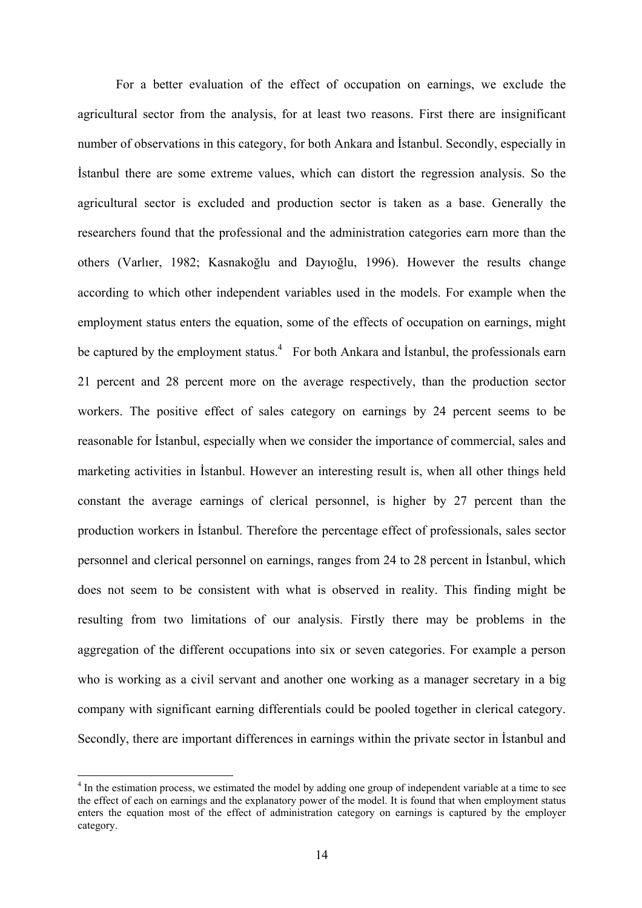For a better evaluation of the effect of occupation on earnings, we exclude the agricultural sector from the analysis, for at least two reasons. First there are insignificant number of observations in this category, for both Ankara and İstanbul. Secondly, especially in İstanbul there are some extreme values, which can distort the regression analysis. So the agricultural sector is excluded and production sector is taken as a base. Generally the researchers found that the professional and the administration categories earn more than the others (Varlıer, 1982; Kasnakoğlu and Dayıoğlu, 1996). However the results change according to which other independent variables used in the models. For example when the employment status enters the equation, some of the effects of occupation on earnings, might be captured by the employment status.[4] For both Ankara and İstanbul, the professionals earn 21 percent and 28 percent more on the average respectively, than the production sector workers. The positive effect of sales category on earnings by 24 percent seems to be reasonable for İstanbul, especially when we consider the importance of commercial, sales and marketing activities in İstanbul. However an interesting result is, when all other things held constant the average earnings of clerical personnel, is higher by 27 percent than the production workers in İstanbul. Therefore the percentage effect of professionals, sales sector personnel and clerical personnel on earnings, ranges from 24 to 28 percent in İstanbul, which does not seem to be consistent with what is observed in reality. This finding might be resulting from two limitations of our analysis. Firstly there may be problems in the aggregation of the different occupations into six or seven categories. For example a person who is working as a civil servant and another one working as a manager secretary in a big company with significant earning differentials could be pooled together in clerical category. Secondly, there are important differences in earnings within the private sector in İstanbul and

---

[4] In the estimation process, we estimated the model by adding one group of independent variable at a time to see the effect of each on earnings and the explanatory power of the model. It is found that when employment status enters the equation most of the effect of administration category on earnings is captured by the employer category.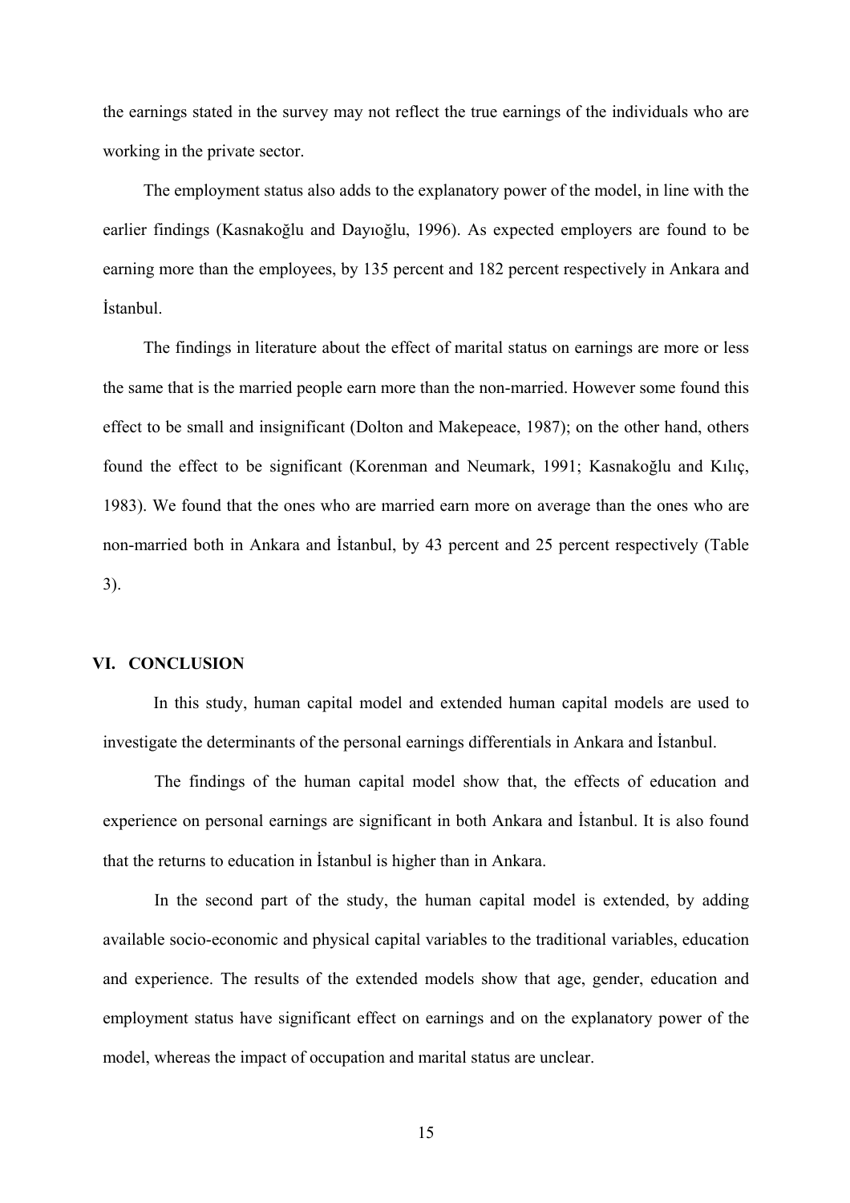the earnings stated in the survey may not reflect the true earnings of the individuals who are working in the private sector.

The employment status also adds to the explanatory power of the model, in line with the earlier findings (Kasnakoğlu and Dayıoğlu, 1996). As expected employers are found to be earning more than the employees, by 135 percent and 182 percent respectively in Ankara and İstanbul.

The findings in literature about the effect of marital status on earnings are more or less the same that is the married people earn more than the non-married. However some found this effect to be small and insignificant (Dolton and Makepeace, 1987); on the other hand, others found the effect to be significant (Korenman and Neumark, 1991; Kasnakoğlu and Kılıç, 1983). We found that the ones who are married earn more on average than the ones who are non-married both in Ankara and İstanbul, by 43 percent and 25 percent respectively (Table 3).

## VI. CONCLUSION

In this study, human capital model and extended human capital models are used to investigate the determinants of the personal earnings differentials in Ankara and İstanbul.

The findings of the human capital model show that, the effects of education and experience on personal earnings are significant in both Ankara and İstanbul. It is also found that the returns to education in İstanbul is higher than in Ankara.

In the second part of the study, the human capital model is extended, by adding available socio-economic and physical capital variables to the traditional variables, education and experience. The results of the extended models show that age, gender, education and employment status have significant effect on earnings and on the explanatory power of the model, whereas the impact of occupation and marital status are unclear.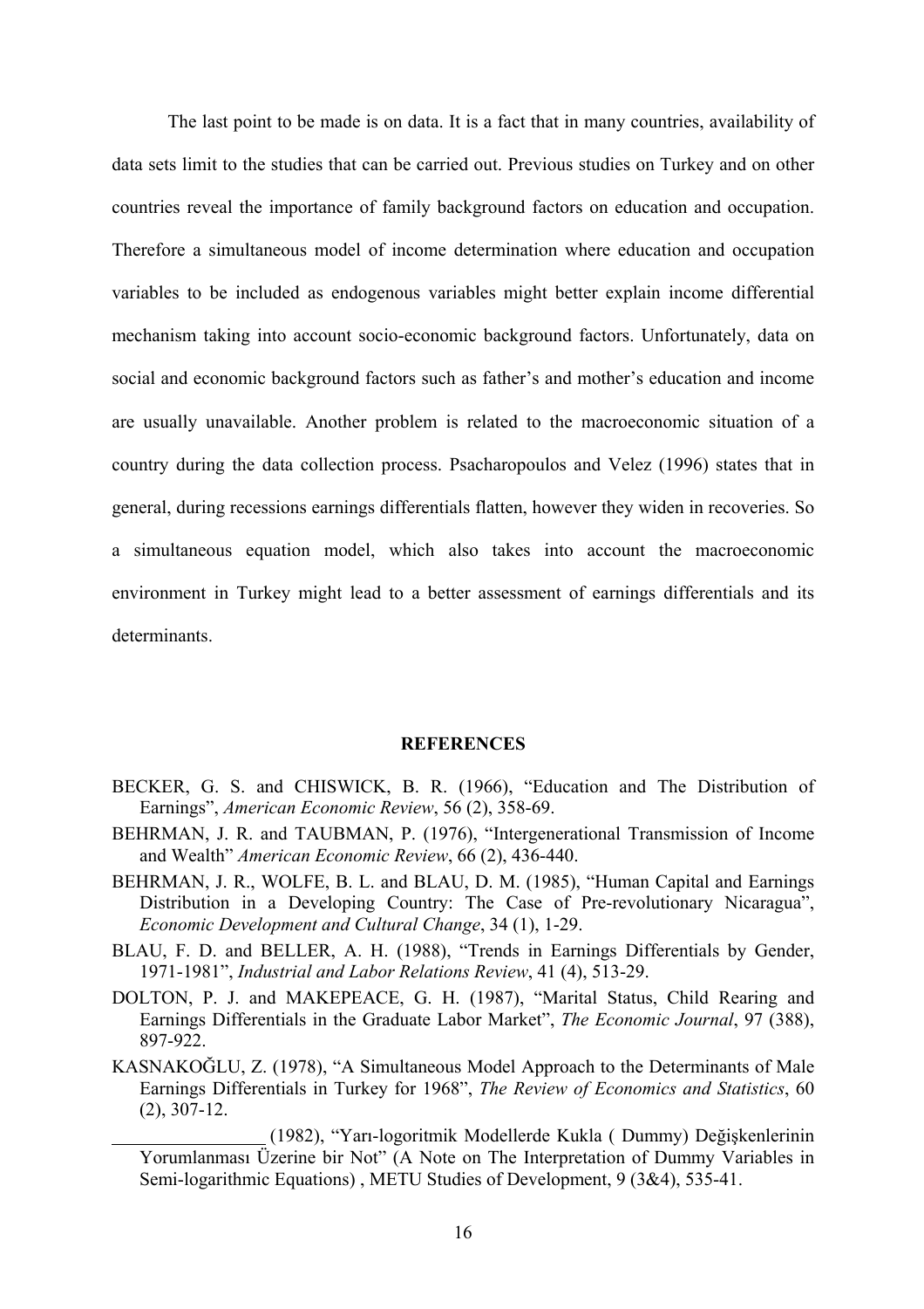The last point to be made is on data. It is a fact that in many countries, availability of data sets limit to the studies that can be carried out. Previous studies on Turkey and on other countries reveal the importance of family background factors on education and occupation. Therefore a simultaneous model of income determination where education and occupation variables to be included as endogenous variables might better explain income differential mechanism taking into account socio-economic background factors. Unfortunately, data on social and economic background factors such as father's and mother's education and income are usually unavailable. Another problem is related to the macroeconomic situation of a country during the data collection process. Psacharopoulos and Velez (1996) states that in general, during recessions earnings differentials flatten, however they widen in recoveries. So a simultaneous equation model, which also takes into account the macroeconomic environment in Turkey might lead to a better assessment of earnings differentials and its determinants.

## REFERENCES

BECKER, G. S. and CHISWICK, B. R. (1966), "Education and The Distribution of Earnings", *American Economic Review*, 56 (2), 358-69.

BEHRMAN, J. R. and TAUBMAN, P. (1976), "Intergenerational Transmission of Income and Wealth" *American Economic Review*, 66 (2), 436-440.

BEHRMAN, J. R., WOLFE, B. L. and BLAU, D. M. (1985), "Human Capital and Earnings Distribution in a Developing Country: The Case of Pre-revolutionary Nicaragua", *Economic Development and Cultural Change*, 34 (1), 1-29.

BLAU, F. D. and BELLER, A. H. (1988), "Trends in Earnings Differentials by Gender, 1971-1981", *Industrial and Labor Relations Review*, 41 (4), 513-29.

DOLTON, P. J. and MAKEPEACE, G. H. (1987), "Marital Status, Child Rearing and Earnings Differentials in the Graduate Labor Market", *The Economic Journal*, 97 (388), 897-922.

KASNAKOĞLU, Z. (1978), "A Simultaneous Model Approach to the Determinants of Male Earnings Differentials in Turkey for 1968", *The Review of Economics and Statistics*, 60 (2), 307-12.

________________ (1982), "Yarı-logoritmik Modellerde Kukla ( Dummy) Değişkenlerinin Yorumlanması Üzerine bir Not" (A Note on The Interpretation of Dummy Variables in Semi-logarithmic Equations) , METU Studies of Development, 9 (3&4), 535-41.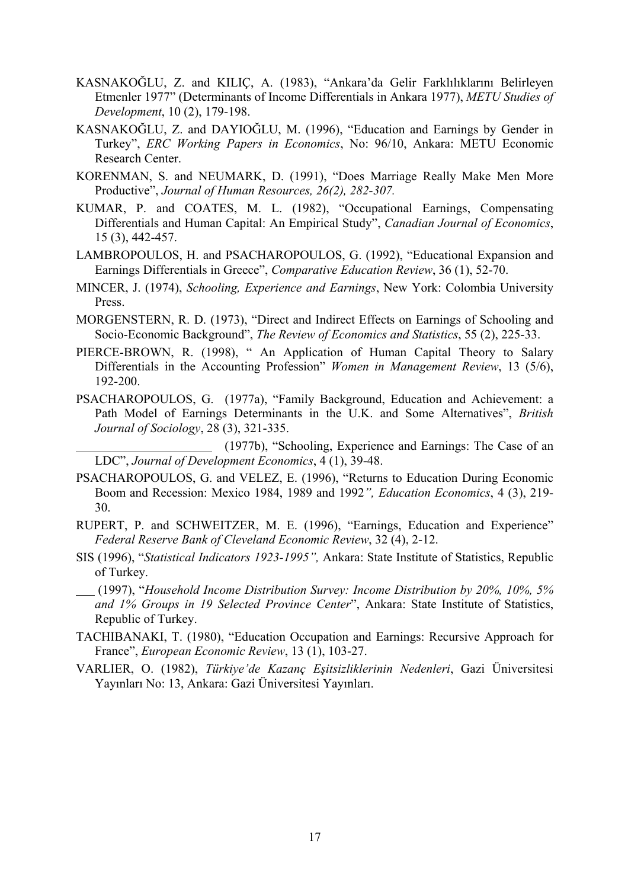KASNAKOĞLU, Z. and KILIÇ, A. (1983), "Ankara'da Gelir Farklılıklarını Belirleyen Etmenler 1977" (Determinants of Income Differentials in Ankara 1977), *METU Studies of Development*, 10 (2), 179-198.

KASNAKOĞLU, Z. and DAYIOĞLU, M. (1996), "Education and Earnings by Gender in Turkey", *ERC Working Papers in Economics*, No: 96/10, Ankara: METU Economic Research Center.

KORENMAN, S. and NEUMARK, D. (1991), "Does Marriage Really Make Men More Productive", *Journal of Human Resources, 26(2), 282-307.*

KUMAR, P. and COATES, M. L. (1982), "Occupational Earnings, Compensating Differentials and Human Capital: An Empirical Study", *Canadian Journal of Economics*, 15 (3), 442-457.

LAMBROPOULOS, H. and PSACHAROPOULOS, G. (1992), "Educational Expansion and Earnings Differentials in Greece", *Comparative Education Review*, 36 (1), 52-70.

MINCER, J. (1974), *Schooling, Experience and Earnings*, New York: Colombia University Press.

MORGENSTERN, R. D. (1973), "Direct and Indirect Effects on Earnings of Schooling and Socio-Economic Background", *The Review of Economics and Statistics*, 55 (2), 225-33.

PIERCE-BROWN, R. (1998), " An Application of Human Capital Theory to Salary Differentials in the Accounting Profession" *Women in Management Review*, 13 (5/6), 192-200.

PSACHAROPOULOS, G. (1977a), "Family Background, Education and Achievement: a Path Model of Earnings Determinants in the U.K. and Some Alternatives", *British Journal of Sociology*, 28 (3), 321-335.

\_\_\_\_\_\_\_\_\_\_\_\_\_\_\_\_\_\_\_\_ (1977b), "Schooling, Experience and Earnings: The Case of an LDC", *Journal of Development Economics*, 4 (1), 39-48.

PSACHAROPOULOS, G. and VELEZ, E. (1996), "Returns to Education During Economic Boom and Recession: Mexico 1984, 1989 and 1992*", Education Economics*, 4 (3), 219-30.

RUPERT, P. and SCHWEITZER, M. E. (1996), "Earnings, Education and Experience" *Federal Reserve Bank of Cleveland Economic Review*, 32 (4), 2-12.

SIS (1996), "*Statistical Indicators 1923-1995",* Ankara: State Institute of Statistics, Republic of Turkey.

\_\_\_ (1997), "*Household Income Distribution Survey: Income Distribution by 20%, 10%, 5% and 1% Groups in 19 Selected Province Center*", Ankara: State Institute of Statistics, Republic of Turkey.

TACHIBANAKI, T. (1980), "Education Occupation and Earnings: Recursive Approach for France", *European Economic Review*, 13 (1), 103-27.

VARLIER, O. (1982), *Türkiye'de Kazanç Eşitsizliklerinin Nedenleri*, Gazi Üniversitesi Yayınları No: 13, Ankara: Gazi Üniversitesi Yayınları.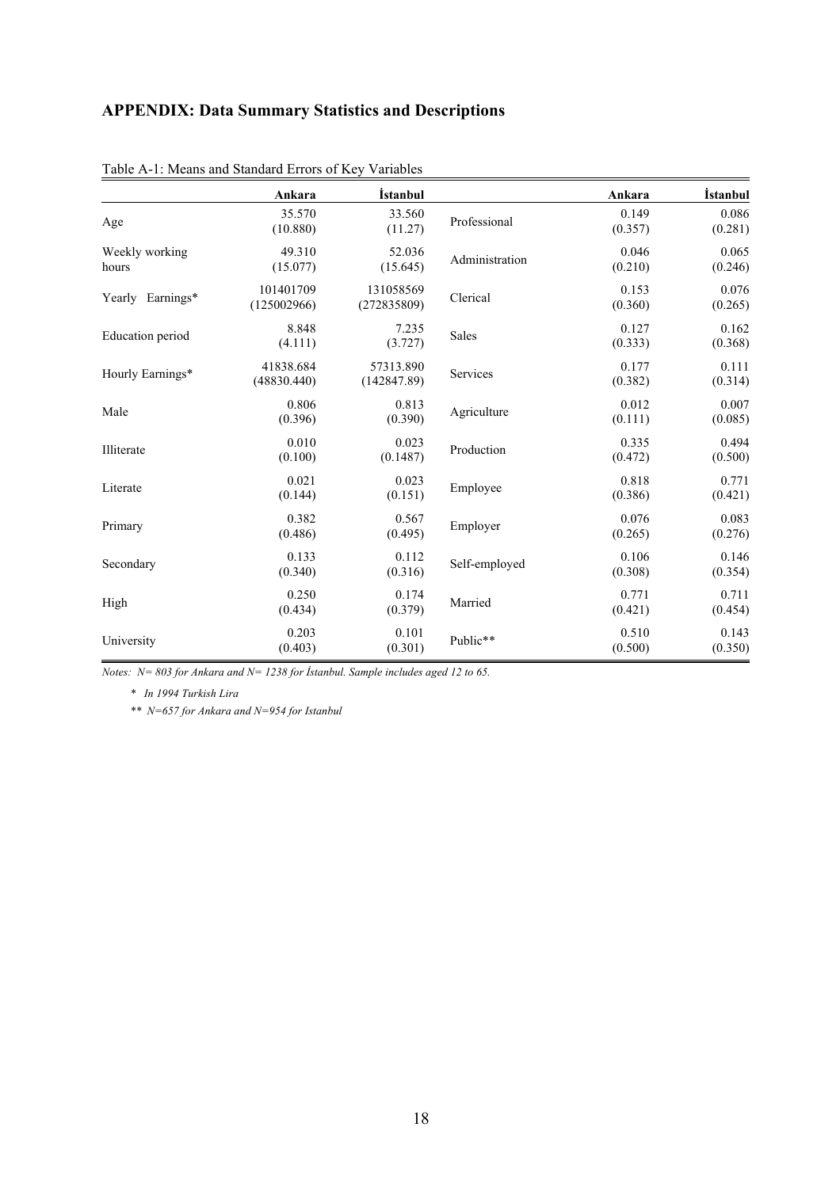## APPENDIX: Data Summary Statistics and Descriptions

Table A-1: Means and Standard Errors of Key Variables

| | Ankara | İstanbul | | Ankara | İstanbul |
|---|---|---|---|---|---|
| Age | 35.570<br>(10.880) | 33.560<br>(11.27) | Professional | 0.149<br>(0.357) | 0.086<br>(0.281) |
| Weekly working hours | 49.310<br>(15.077) | 52.036<br>(15.645) | Administration | 0.046<br>(0.210) | 0.065<br>(0.246) |
| Yearly Earnings* | 101401709<br>(125002966) | 131058569<br>(272835809) | Clerical | 0.153<br>(0.360) | 0.076<br>(0.265) |
| Education period | 8.848<br>(4.111) | 7.235<br>(3.727) | Sales | 0.127<br>(0.333) | 0.162<br>(0.368) |
| Hourly Earnings* | 41838.684<br>(48830.440) | 57313.890<br>(142847.89) | Services | 0.177<br>(0.382) | 0.111<br>(0.314) |
| Male | 0.806<br>(0.396) | 0.813<br>(0.390) | Agriculture | 0.012<br>(0.111) | 0.007<br>(0.085) |
| Illiterate | 0.010<br>(0.100) | 0.023<br>(0.1487) | Production | 0.335<br>(0.472) | 0.494<br>(0.500) |
| Literate | 0.021<br>(0.144) | 0.023<br>(0.151) | Employee | 0.818<br>(0.386) | 0.771<br>(0.421) |
| Primary | 0.382<br>(0.486) | 0.567<br>(0.495) | Employer | 0.076<br>(0.265) | 0.083<br>(0.276) |
| Secondary | 0.133<br>(0.340) | 0.112<br>(0.316) | Self-employed | 0.106<br>(0.308) | 0.146<br>(0.354) |
| High | 0.250<br>(0.434) | 0.174<br>(0.379) | Married | 0.771<br>(0.421) | 0.711<br>(0.454) |
| University | 0.203<br>(0.403) | 0.101<br>(0.301) | Public** | 0.510<br>(0.500) | 0.143<br>(0.350) |

*Notes: N= 803 for Ankara and N= 1238 for İstanbul. Sample includes aged 12 to 65.*

*\* In 1994 Turkish Lira*

*\*\* N=657 for Ankara and N=954 for Istanbul*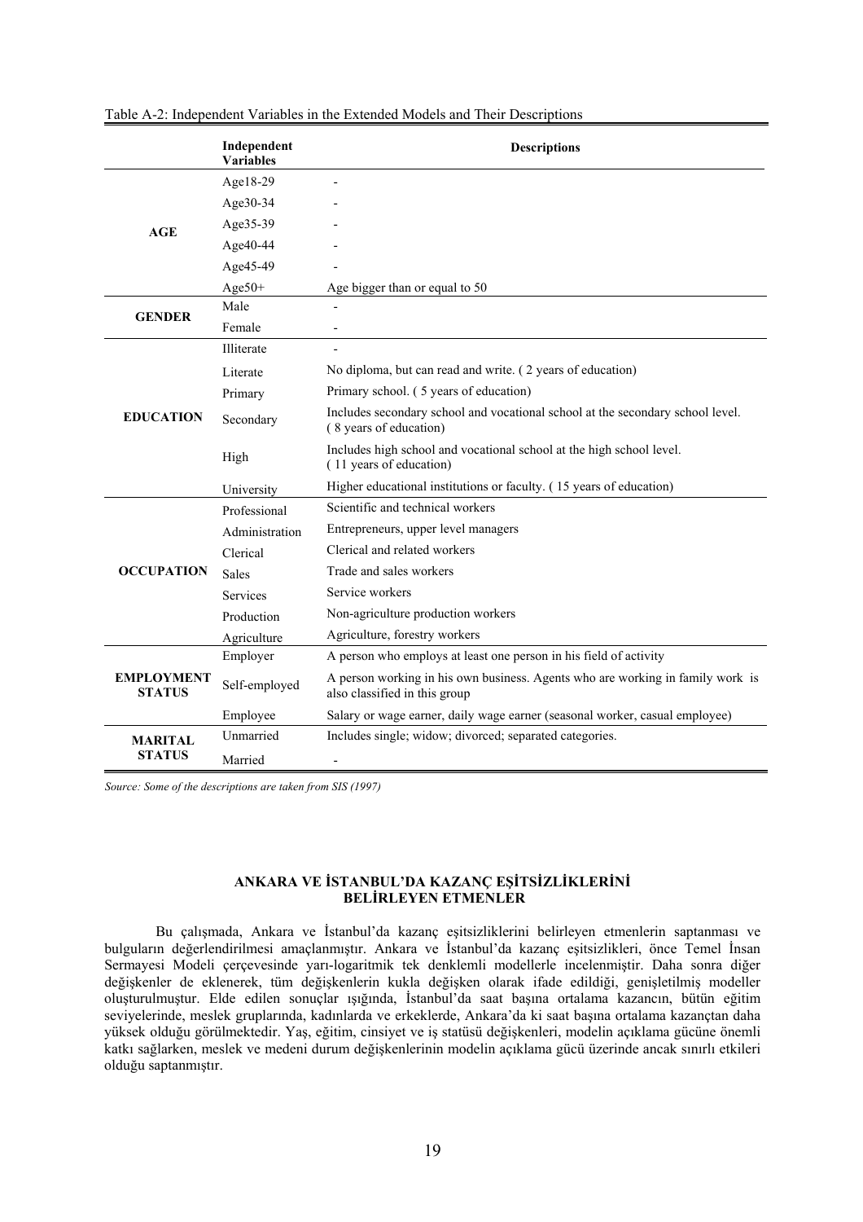Table A-2: Independent Variables in the Extended Models and Their Descriptions

| | Independent Variables | Descriptions |
|---|---|---|
| **AGE** | Age18-29 | - |
| | Age30-34 | - |
| | Age35-39 | - |
| | Age40-44 | - |
| | Age45-49 | - |
| | Age50+ | Age bigger than or equal to 50 |
| **GENDER** | Male | - |
| | Female | - |
| **EDUCATION** | Illiterate | - |
| | Literate | No diploma, but can read and write. ( 2 years of education) |
| | Primary | Primary school. ( 5 years of education) |
| | Secondary | Includes secondary school and vocational school at the secondary school level. ( 8 years of education) |
| | High | Includes high school and vocational school at the high school level. ( 11 years of education) |
| | University | Higher educational institutions or faculty. ( 15 years of education) |
| **OCCUPATION** | Professional | Scientific and technical workers |
| | Administration | Entrepreneurs, upper level managers |
| | Clerical | Clerical and related workers |
| | Sales | Trade and sales workers |
| | Services | Service workers |
| | Production | Non-agriculture production workers |
| | Agriculture | Agriculture, forestry workers |
| **EMPLOYMENT STATUS** | Employer | A person who employs at least one person in his field of activity |
| | Self-employed | A person working in his own business. Agents who are working in family work is also classified in this group |
| | Employee | Salary or wage earner, daily wage earner (seasonal worker, casual employee) |
| **MARITAL STATUS** | Unmarried | Includes single; widow; divorced; separated categories. |
| | Married | - |

*Source: Some of the descriptions are taken from SIS (1997)*

### ANKARA VE İSTANBUL'DA KAZANÇ EŞİTSİZLİKLERİNİ BELİRLEYEN ETMENLER

Bu çalışmada, Ankara ve İstanbul'da kazanç eşitsizliklerini belirleyen etmenlerin saptanması ve bulguların değerlendirilmesi amaçlanmıştır. Ankara ve İstanbul'da kazanç eşitsizlikleri, önce Temel İnsan Sermayesi Modeli çerçevesinde yarı-logaritmik tek denklemli modellerle incelenmiştir. Daha sonra diğer değişkenler de eklenerek, tüm değişkenlerin kukla değişken olarak ifade edildiği, genişletilmiş modeller oluşturulmuştur. Elde edilen sonuçlar ışığında, İstanbul'da saat başına ortalama kazancın, bütün eğitim seviyelerinde, meslek gruplarında, kadınlarda ve erkeklerde, Ankara'da ki saat başına ortalama kazançtan daha yüksek olduğu görülmektedir. Yaş, eğitim, cinsiyet ve iş statüsü değişkenleri, modelin açıklama gücüne önemli katkı sağlarken, meslek ve medeni durum değişkenlerinin modelin açıklama gücü üzerinde ancak sınırlı etkileri olduğu saptanmıştır.